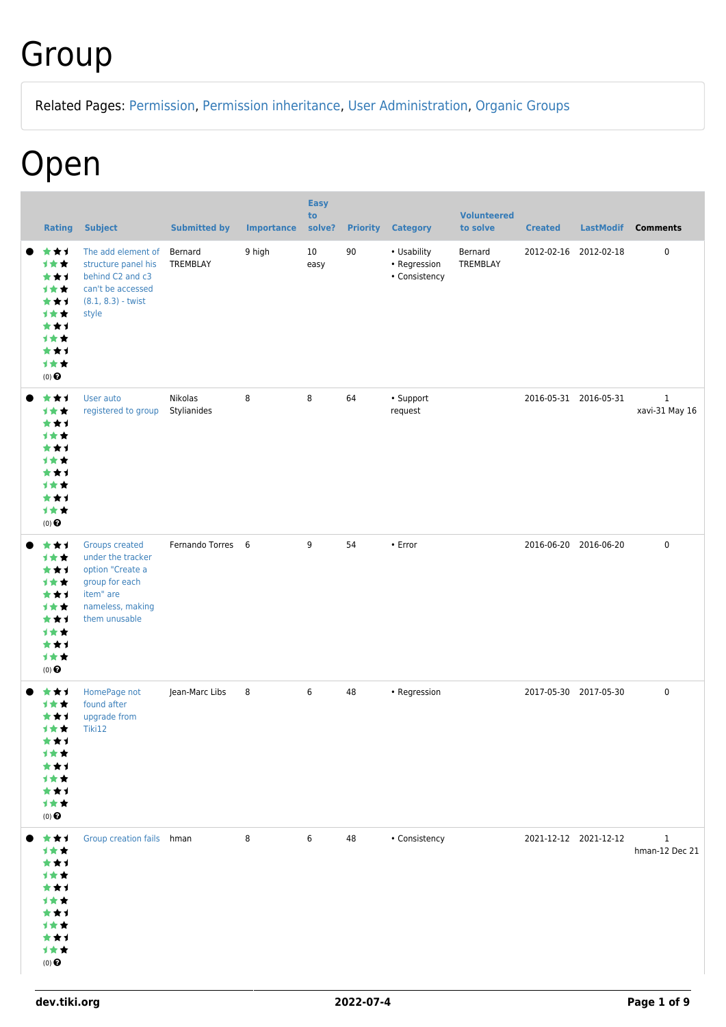# Group

Related Pages: Permission, Permission inheritance, User Administration, Organic Groups

# Open

| Rating | Subject | Submitted by | Importance | Easy to solve? | Priority | Category | Volunteered to solve | Created | LastModif | Comments |
|---|---|---|---|---|---|---|---|---|---|---|
| (0) | The add element of structure panel his behind C2 and c3 can't be accessed (8.1, 8.3) - twist style | Bernard TREMBLAY | 9 high | 10 easy | 90 | • Usability • Regression • Consistency | Bernard TREMBLAY | 2012-02-16 | 2012-02-18 | 0 |
| (0) | User auto registered to group | Nikolas Stylianides | 8 | 8 | 64 | • Support request | | 2016-05-31 | 2016-05-31 | 1 xavi-31 May 16 |
| (0) | Groups created under the tracker option "Create a group for each item" are nameless, making them unusable | Fernando Torres | 6 | 9 | 54 | • Error | | 2016-06-20 | 2016-06-20 | 0 |
| (0) | HomePage not found after upgrade from Tiki12 | Jean-Marc Libs | 8 | 6 | 48 | • Regression | | 2017-05-30 | 2017-05-30 | 0 |
| (0) | Group creation fails | hman | 8 | 6 | 48 | • Consistency | | 2021-12-12 | 2021-12-12 | 1 hman-12 Dec 21 |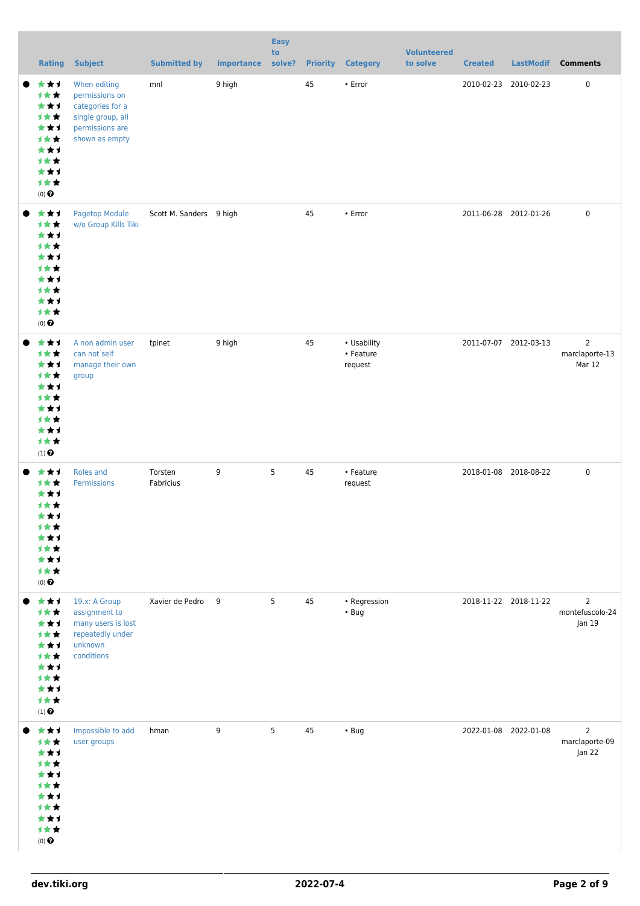| Rating | Subject | Submitted by | Importance | Easy to solve? | Priority | Category | Volunteered to solve | Created | LastModif | Comments |
|---|---|---|---|---|---|---|---|---|---|---|
| (0) | When editing permissions on categories for a single group, all permissions are shown as empty | mnl | 9 high | | 45 | • Error | | 2010-02-23 | 2010-02-23 | 0 |
| (0) | Pagetop Module w/o Group Kills Tiki | Scott M. Sanders | 9 high | | 45 | • Error | | 2011-06-28 | 2012-01-26 | 0 |
| (1) | A non admin user can not self manage their own group | tpinet | 9 high | | 45 | • Usability • Feature request | | 2011-07-07 | 2012-03-13 | 2 marclaporte-13 Mar 12 |
| (0) | Roles and Permissions | Torsten Fabricius | 9 | 5 | 45 | • Feature request | | 2018-01-08 | 2018-08-22 | 0 |
| (1) | 19.x: A Group assignment to many users is lost repeatedly under unknown conditions | Xavier de Pedro | 9 | 5 | 45 | • Regression • Bug | | 2018-11-22 | 2018-11-22 | 2 montefuscolo-24 Jan 19 |
| (0) | Impossible to add user groups | hman | 9 | 5 | 45 | • Bug | | 2022-01-08 | 2022-01-08 | 2 marclaporte-09 Jan 22 |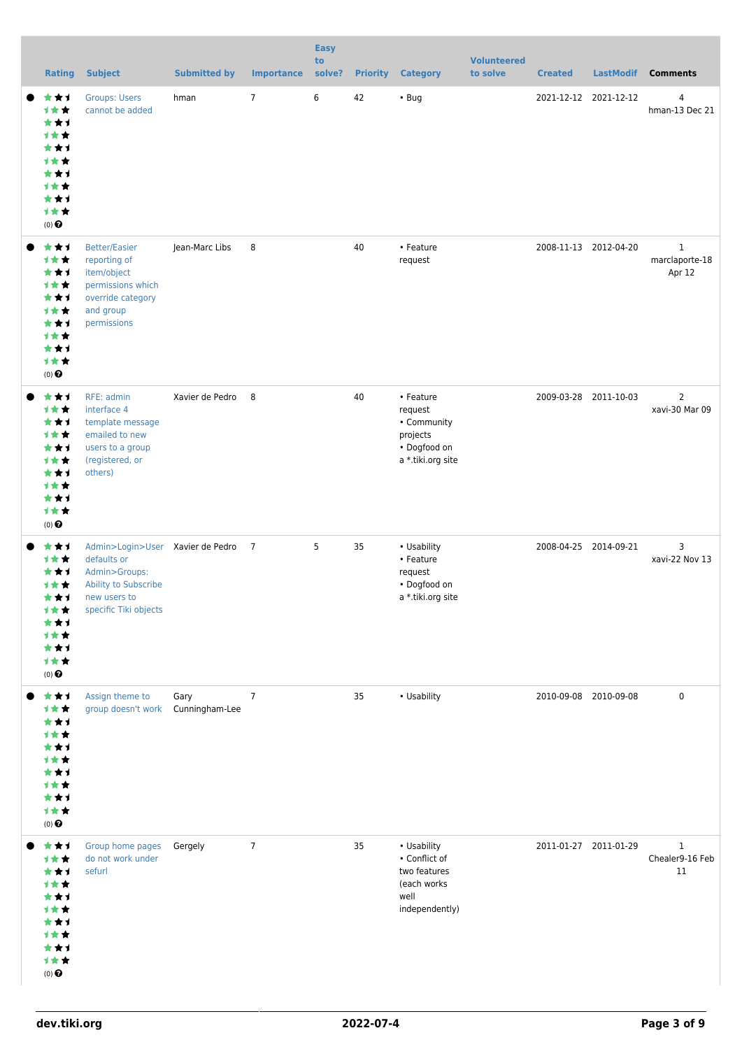| Rating | Subject | Submitted by | Importance | Easy to solve? | Priority | Category | Volunteered to solve | Created | LastModif | Comments |
|---|---|---|---|---|---|---|---|---|---|---|
| (0) | Groups: Users cannot be added | hman | 7 | 6 | 42 | • Bug | | 2021-12-12 | 2021-12-12 | 4 hman-13 Dec 21 |
| (0) | Better/Easier reporting of item/object permissions which override category and group permissions | Jean-Marc Libs | 8 | | 40 | • Feature request | | 2008-11-13 | 2012-04-20 | 1 marclaporte-18 Apr 12 |
| (0) | RFE: admin interface 4 template message emailed to new users to a group (registered, or others) | Xavier de Pedro | 8 | | 40 | • Feature request • Community projects • Dogfood on a *.tiki.org site | | 2009-03-28 | 2011-10-03 | 2 xavi-30 Mar 09 |
| (0) | Admin>Login>User defaults or Admin>Groups: Ability to Subscribe new users to specific Tiki objects | Xavier de Pedro | 7 | 5 | 35 | • Usability • Feature request • Dogfood on a *.tiki.org site | | 2008-04-25 | 2014-09-21 | 3 xavi-22 Nov 13 |
| (0) | Assign theme to group doesn't work | Gary Cunningham-Lee | 7 | | 35 | • Usability | | 2010-09-08 | 2010-09-08 | 0 |
| (0) | Group home pages do not work under sefurl | Gergely | 7 | | 35 | • Usability • Conflict of two features (each works well independently) | | 2011-01-27 | 2011-01-29 | 1 Chealer9-16 Feb 11 |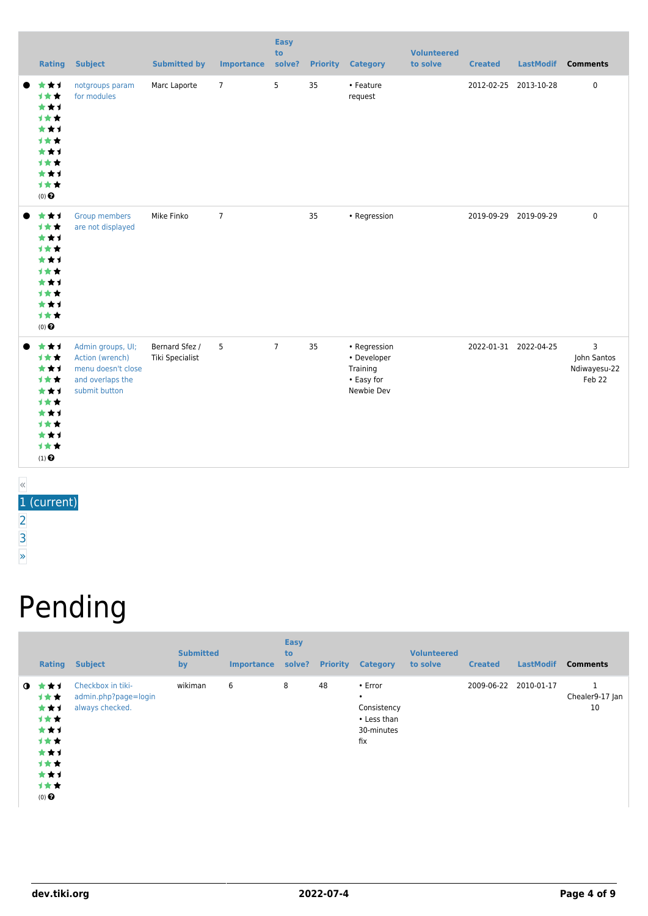| | Rating | Subject | Submitted by | Importance | Easy to solve? | Priority | Category | Volunteered to solve | Created | LastModif | Comments |
|---|---|---|---|---|---|---|---|---|---|---|---|
| ● | (0) | notgroups param for modules | Marc Laporte | 7 | 5 | 35 | • Feature request | | 2012-02-25 | 2013-10-28 | 0 |
| ● | (0) | Group members are not displayed | Mike Finko | 7 | | 35 | • Regression | | 2019-09-29 | 2019-09-29 | 0 |
| ● | (1) | Admin groups, UI; Action (wrench) menu doesn't close and overlaps the submit button | Bernard Sfez / Tiki Specialist | 5 | 7 | 35 | • Regression • Developer Training • Easy for Newbie Dev | | 2022-01-31 | 2022-04-25 | 3 John Santos Ndiwayesu-22 Feb 22 |

«
1 (current)
2
3
»

# Pending

| | Rating | Subject | Submitted by | Importance | Easy to solve? | Priority | Category | Volunteered to solve | Created | LastModif | Comments |
|---|---|---|---|---|---|---|---|---|---|---|---|
| ◑ | (0) | Checkbox in tiki-admin.php?page=login always checked. | wikiman | 6 | 8 | 48 | • Error • Consistency • Less than 30-minutes fix | | 2009-06-22 | 2010-01-17 | 1 Chealer9-17 Jan 10 |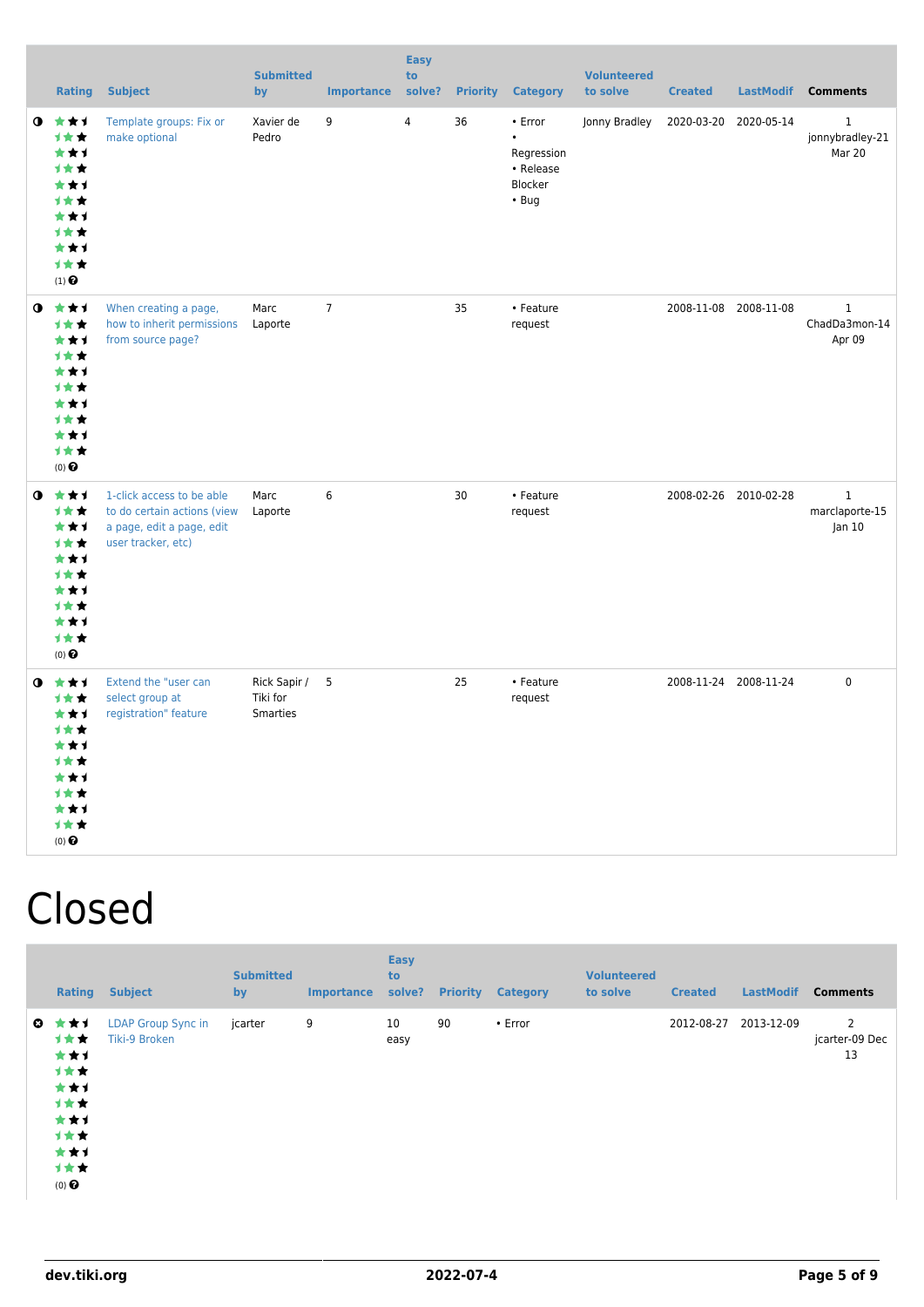| Rating | Subject | Submitted by | Importance | Easy to solve? | Priority | Category | Volunteered to solve | Created | LastModif | Comments |
|---|---|---|---|---|---|---|---|---|---|---|
| (1) | Template groups: Fix or make optional | Xavier de Pedro | 9 | 4 | 36 | • Error • Regression • Release Blocker • Bug | Jonny Bradley | 2020-03-20 | 2020-05-14 | 1 jonnybradley-21 Mar 20 |
| (0) | When creating a page, how to inherit permissions from source page? | Marc Laporte | 7 | | 35 | • Feature request | | 2008-11-08 | 2008-11-08 | 1 ChadDa3mon-14 Apr 09 |
| (0) | 1-click access to be able to do certain actions (view a page, edit a page, edit user tracker, etc) | Marc Laporte | 6 | | 30 | • Feature request | | 2008-02-26 | 2010-02-28 | 1 marclaporte-15 Jan 10 |
| (0) | Extend the "user can select group at registration" feature | Rick Sapir / Tiki for Smarties | 5 | | 25 | • Feature request | | 2008-11-24 | 2008-11-24 | 0 |

# Closed

| Rating | Subject | Submitted by | Importance | Easy to solve? | Priority | Category | Volunteered to solve | Created | LastModif | Comments |
|---|---|---|---|---|---|---|---|---|---|---|
| (0) | LDAP Group Sync in Tiki-9 Broken | jcarter | 9 | 10 easy | 90 | • Error | | 2012-08-27 | 2013-12-09 | 2 jcarter-09 Dec 13 |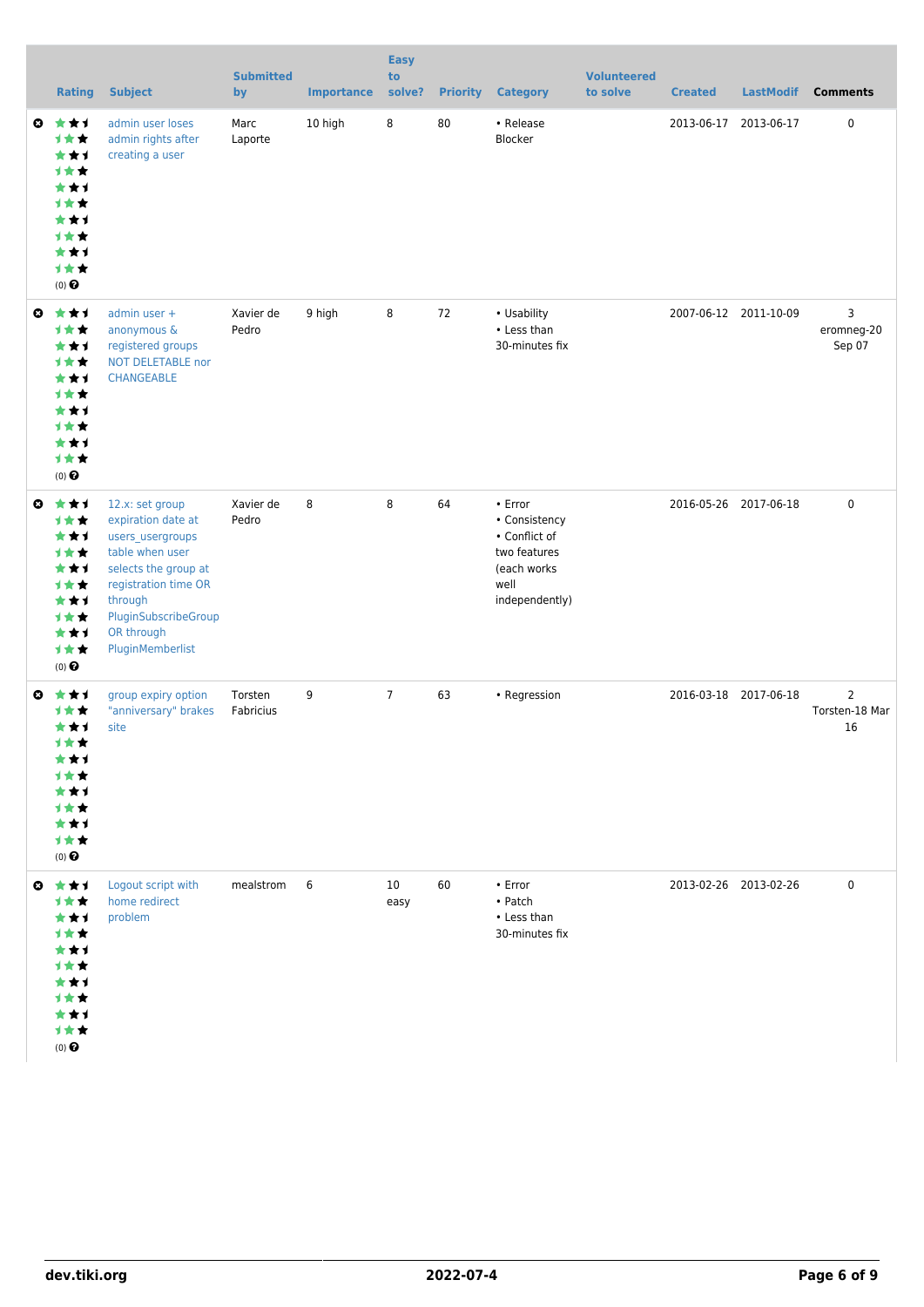|  | Rating | Subject | Submitted by | Importance | Easy to solve? | Priority | Category | Volunteered to solve | Created | LastModif | Comments |
|---|---|---|---|---|---|---|---|---|---|---|---|
|  | (0) | admin user loses admin rights after creating a user | Marc Laporte | 10 high | 8 | 80 | • Release Blocker |  | 2013-06-17 | 2013-06-17 | 0 |
|  | (0) | admin user + anonymous & registered groups NOT DELETABLE nor CHANGEABLE | Xavier de Pedro | 9 high | 8 | 72 | • Usability • Less than 30-minutes fix |  | 2007-06-12 | 2011-10-09 | 3 eromneg-20 Sep 07 |
|  | (0) | 12.x: set group expiration date at users_usergroups table when user selects the group at registration time OR through PluginSubscribeGroup OR through PluginMemberlist | Xavier de Pedro | 8 | 8 | 64 | • Error • Consistency • Conflict of two features (each works well independently) |  | 2016-05-26 | 2017-06-18 | 0 |
|  | (0) | group expiry option "anniversary" brakes site | Torsten Fabricius | 9 | 7 | 63 | • Regression |  | 2016-03-18 | 2017-06-18 | 2 Torsten-18 Mar 16 |
|  | (0) | Logout script with home redirect problem | mealstrom | 6 | 10 easy | 60 | • Error • Patch • Less than 30-minutes fix |  | 2013-02-26 | 2013-02-26 | 0 |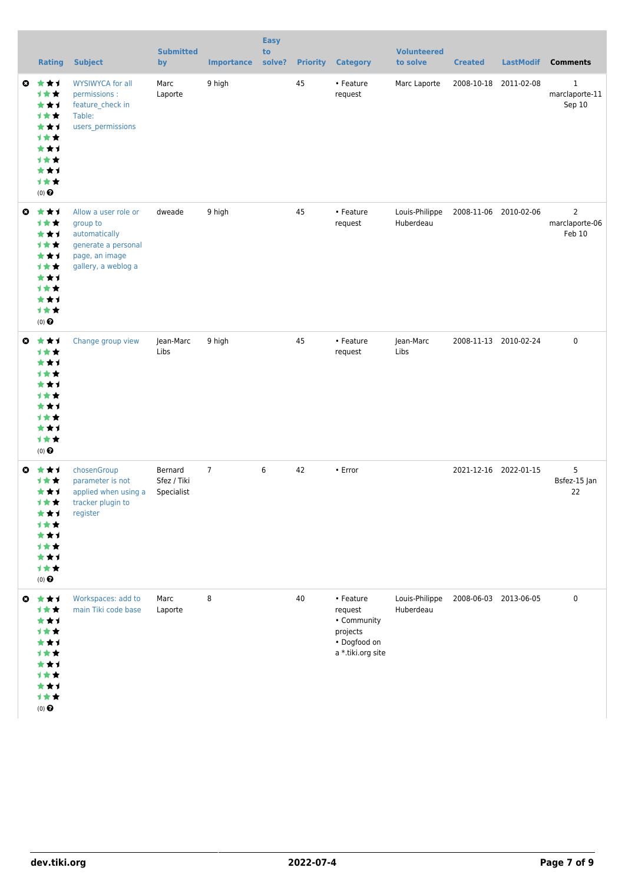| | Rating | Subject | Submitted by | Importance | Easy to solve? | Priority | Category | Volunteered to solve | Created | LastModif | Comments |
|---|---|---|---|---|---|---|---|---|---|---|---|
| | (0) | WYSIWYCA for all permissions : feature_check in Table: users_permissions | Marc Laporte | 9 high | | 45 | • Feature request | Marc Laporte | 2008-10-18 | 2011-02-08 | 1 marclaporte-11 Sep 10 |
| | (0) | Allow a user role or group to automatically generate a personal page, an image gallery, a weblog a | dweade | 9 high | | 45 | • Feature request | Louis-Philippe Huberdeau | 2008-11-06 | 2010-02-06 | 2 marclaporte-06 Feb 10 |
| | (0) | Change group view | Jean-Marc Libs | 9 high | | 45 | • Feature request | Jean-Marc Libs | 2008-11-13 | 2010-02-24 | 0 |
| | (0) | chosenGroup parameter is not applied when using a tracker plugin to register | Bernard Sfez / Tiki Specialist | 7 | 6 | 42 | • Error | | 2021-12-16 | 2022-01-15 | 5 Bsfez-15 Jan 22 |
| | (0) | Workspaces: add to main Tiki code base | Marc Laporte | 8 | | 40 | • Feature request • Community projects • Dogfood on a *.tiki.org site | Louis-Philippe Huberdeau | 2008-06-03 | 2013-06-05 | 0 |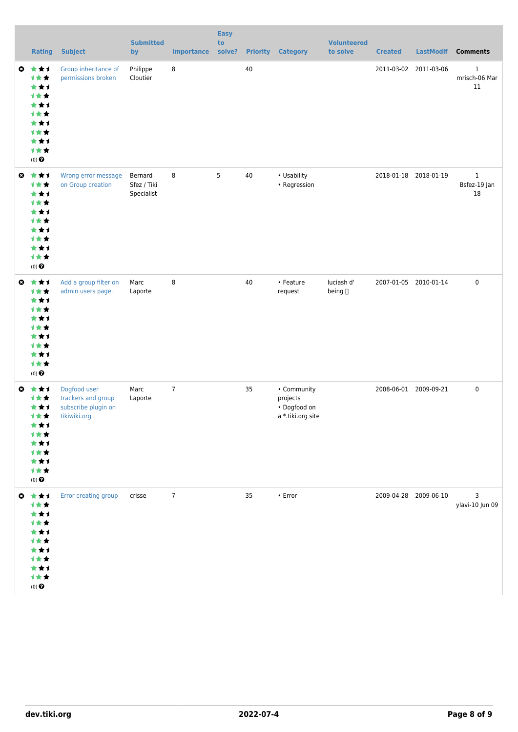| | Rating | Subject | Submitted by | Importance | Easy to solve? | Priority | Category | Volunteered to solve | Created | LastModif | Comments |
|---|---|---|---|---|---|---|---|---|---|---|---|
| | (0) | Group inheritance of permissions broken | Philippe Cloutier | 8 | | 40 | | | 2011-03-02 | 2011-03-06 | 1 mrisch-06 Mar 11 |
| | (0) | Wrong error message on Group creation | Bernard Sfez / Tiki Specialist | 8 | 5 | 40 | • Usability • Regression | | 2018-01-18 | 2018-01-19 | 1 Bsfez-19 Jan 18 |
| | (0) | Add a group filter on admin users page. | Marc Laporte | 8 | | 40 | • Feature request | luciash d' being | 2007-01-05 | 2010-01-14 | 0 |
| | (0) | Dogfood user trackers and group subscribe plugin on tikiwiki.org | Marc Laporte | 7 | | 35 | • Community projects • Dogfood on a *.tiki.org site | | 2008-06-01 | 2009-09-21 | 0 |
| | (0) | Error creating group | crisse | 7 | | 35 | • Error | | 2009-04-28 | 2009-06-10 | 3 ylavi-10 Jun 09 |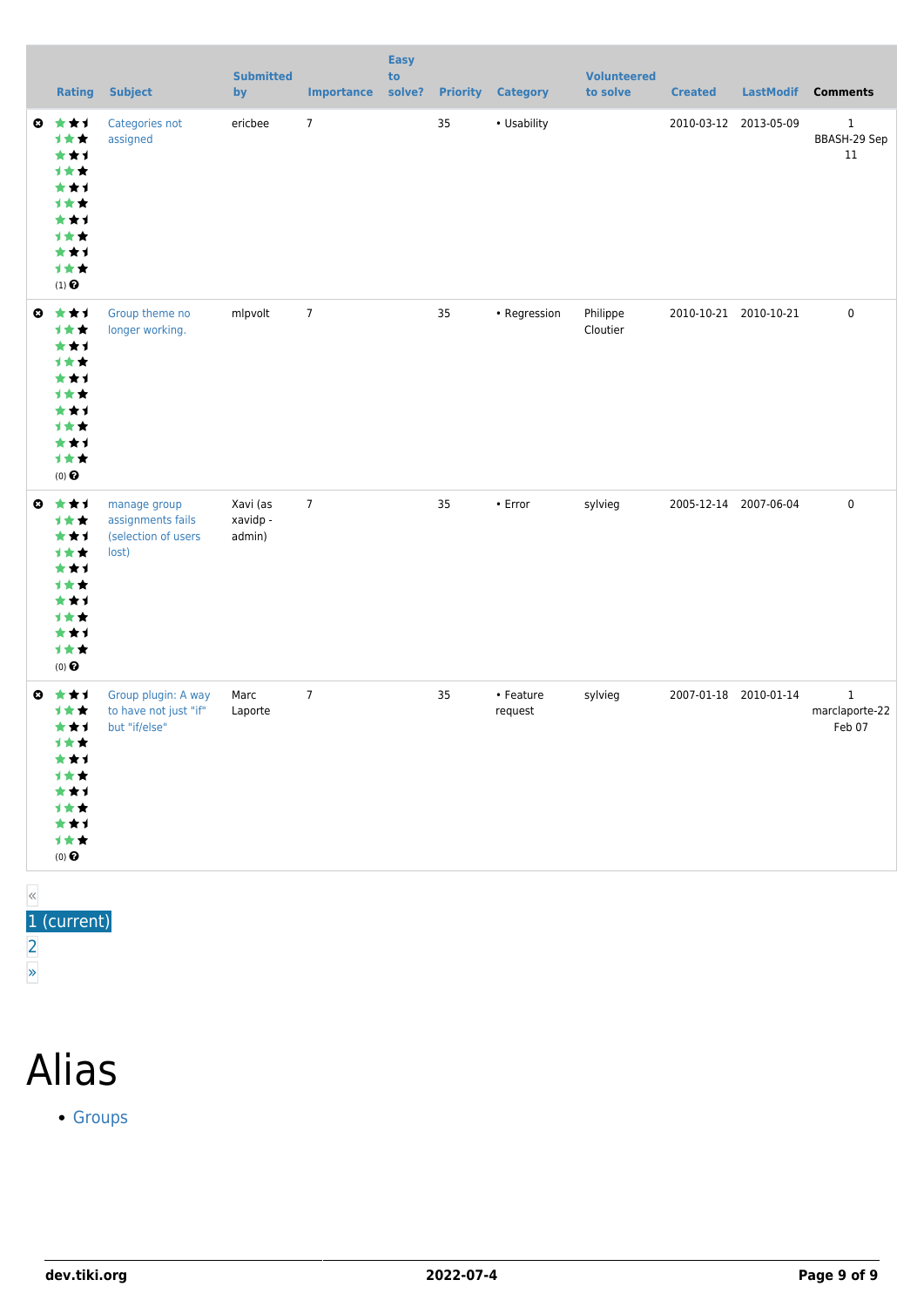| | Rating | Subject | Submitted by | Importance | Easy to solve? | Priority | Category | Volunteered to solve | Created | LastModif | Comments |
|---|---|---|---|---|---|---|---|---|---|---|---|
| | (1) | Categories not assigned | ericbee | 7 | | 35 | • Usability | | 2010-03-12 | 2013-05-09 | 1 BBASH-29 Sep 11 |
| | (0) | Group theme no longer working. | mlpvolt | 7 | | 35 | • Regression | Philippe Cloutier | 2010-10-21 | 2010-10-21 | 0 |
| | (0) | manage group assignments fails (selection of users lost) | Xavi (as xavidp - admin) | 7 | | 35 | • Error | sylvieg | 2005-12-14 | 2007-06-04 | 0 |
| | (0) | Group plugin: A way to have not just "if" but "if/else" | Marc Laporte | 7 | | 35 | • Feature request | sylvieg | 2007-01-18 | 2010-01-14 | 1 marclaporte-22 Feb 07 |

«
1 (current)
2
»

# Alias

- Groups